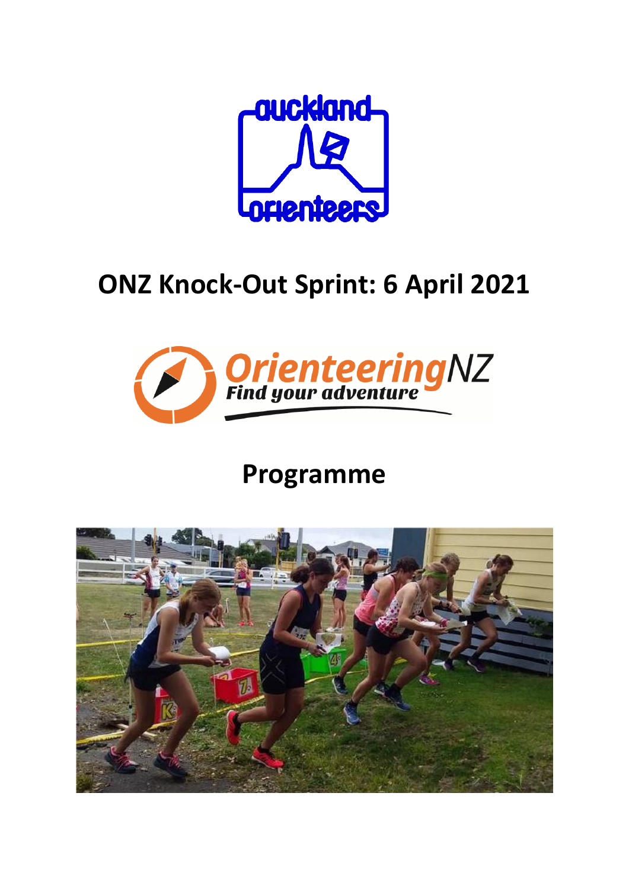# ONZ Knock-Out Sprint: 6 April 2021

# Programme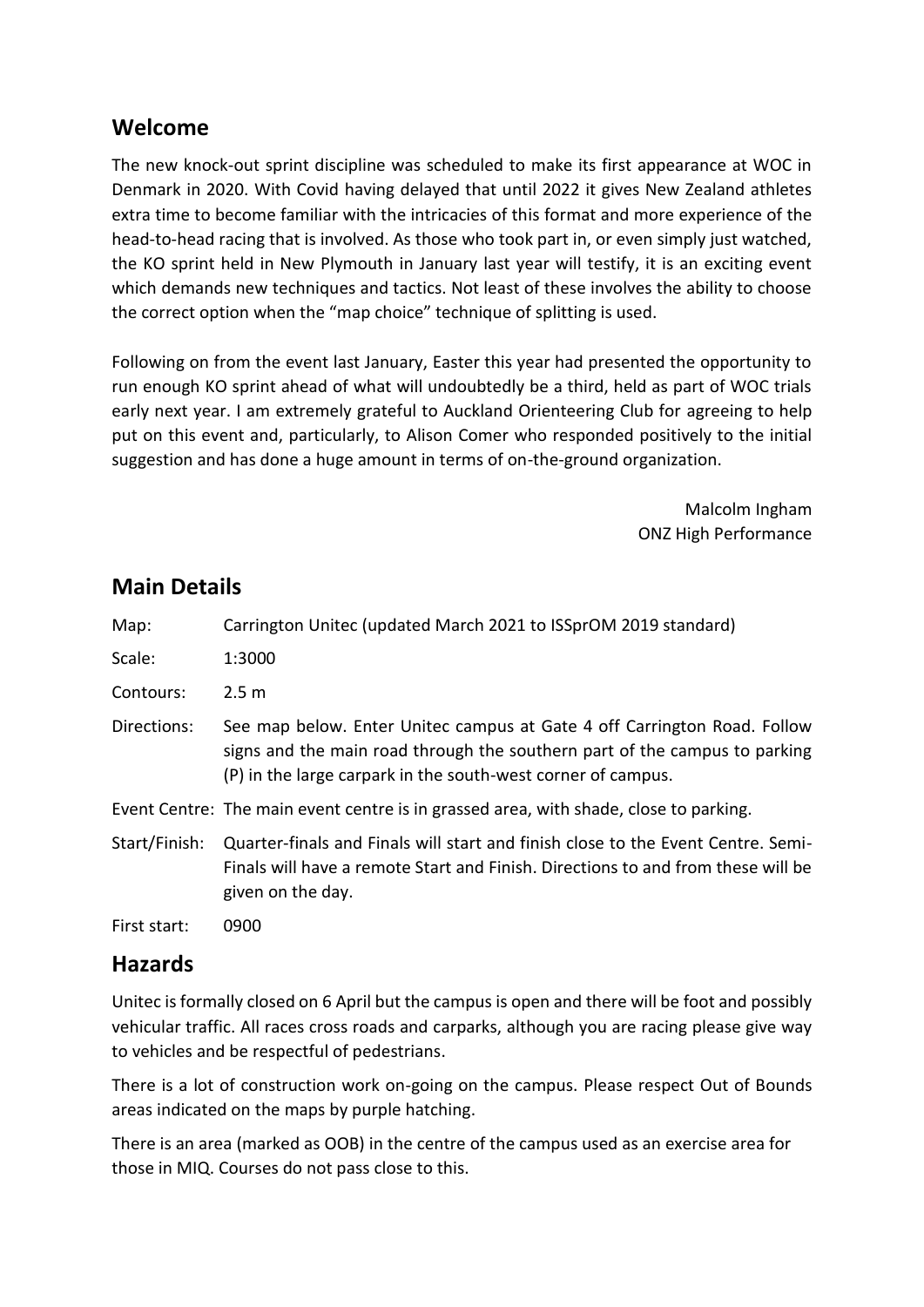## Welcome

The new knock-out sprint discipline was scheduled to make its first appearance at WOC in Denmark in 2020. With Covid having delayed that until 2022 it gives New Zealand athletes extra time to become familiar with the intricacies of this format and more experience of the head-to-head racing that is involved. As those who took part in, or even simply just watched, the KO sprint held in New Plymouth in January last year will testify, it is an exciting event which demands new techniques and tactics. Not least of these involves the ability to choose the correct option when the "map choice" technique of splitting is used.

Following on from the event last January, Easter this year had presented the opportunity to run enough KO sprint ahead of what will undoubtedly be a third, held as part of WOC trials early next year. I am extremely grateful to Auckland Orienteering Club for agreeing to help put on this event and, particularly, to Alison Comer who responded positively to the initial suggestion and has done a huge amount in terms of on-the-ground organization.

Malcolm Ingham
ONZ High Performance

## Main Details

| | |
|---|---|
| Map: | Carrington Unitec (updated March 2021 to ISSprOM 2019 standard) |
| Scale: | 1:3000 |
| Contours: | 2.5 m |
| Directions: | See map below. Enter Unitec campus at Gate 4 off Carrington Road. Follow signs and the main road through the southern part of the campus to parking (P) in the large carpark in the south-west corner of campus. |
| Event Centre: | The main event centre is in grassed area, with shade, close to parking. |
| Start/Finish: | Quarter-finals and Finals will start and finish close to the Event Centre. Semi-Finals will have a remote Start and Finish. Directions to and from these will be given on the day. |
| First start: | 0900 |

## Hazards

Unitec is formally closed on 6 April but the campus is open and there will be foot and possibly vehicular traffic. All races cross roads and carparks, although you are racing please give way to vehicles and be respectful of pedestrians.

There is a lot of construction work on-going on the campus. Please respect Out of Bounds areas indicated on the maps by purple hatching.

There is an area (marked as OOB) in the centre of the campus used as an exercise area for those in MIQ. Courses do not pass close to this.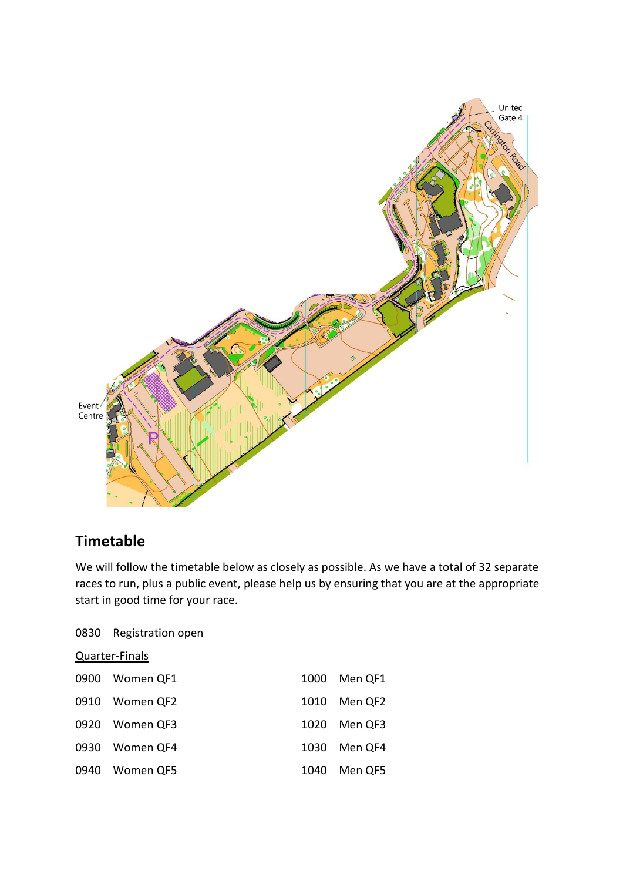## Timetable

We will follow the timetable below as closely as possible. As we have a total of 32 separate races to run, plus a public event, please help us by ensuring that you are at the appropriate start in good time for your race.

0830 Registration open

Quarter-Finals

| | | | |
|---|---|---|---|
| 0900 | Women QF1 | 1000 | Men QF1 |
| 0910 | Women QF2 | 1010 | Men QF2 |
| 0920 | Women QF3 | 1020 | Men QF3 |
| 0930 | Women QF4 | 1030 | Men QF4 |
| 0940 | Women QF5 | 1040 | Men QF5 |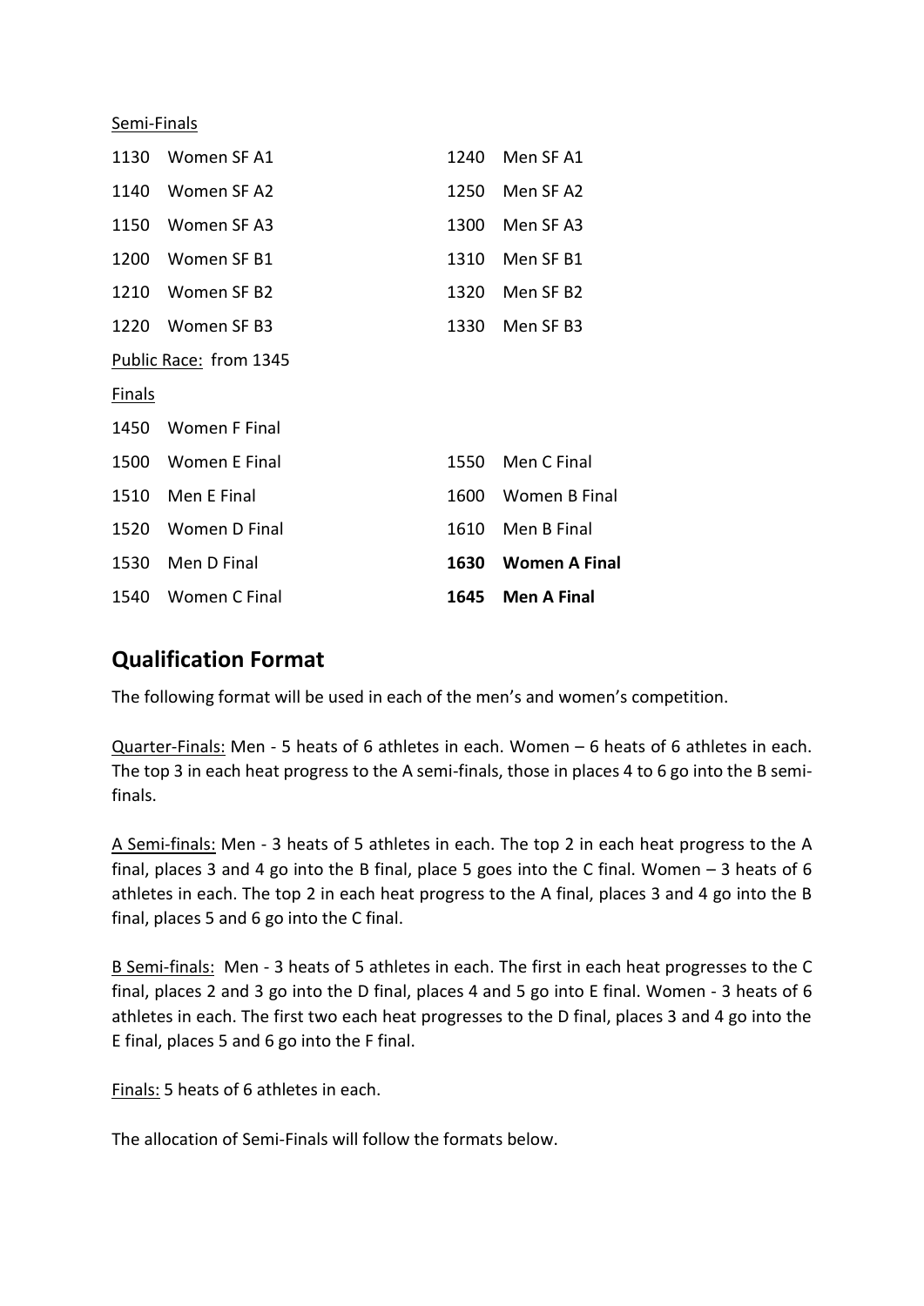Semi-Finals

| | | | |
|---|---|---|---|
| 1130 | Women SF A1 | 1240 | Men SF A1 |
| 1140 | Women SF A2 | 1250 | Men SF A2 |
| 1150 | Women SF A3 | 1300 | Men SF A3 |
| 1200 | Women SF B1 | 1310 | Men SF B1 |
| 1210 | Women SF B2 | 1320 | Men SF B2 |
| 1220 | Women SF B3 | 1330 | Men SF B3 |

Public Race: from 1345

Finals

| | | | |
|---|---|---|---|
| 1450 | Women F Final | | |
| 1500 | Women E Final | 1550 | Men C Final |
| 1510 | Men E Final | 1600 | Women B Final |
| 1520 | Women D Final | 1610 | Men B Final |
| 1530 | Men D Final | **1630** | **Women A Final** |
| 1540 | Women C Final | **1645** | **Men A Final** |

## Qualification Format

The following format will be used in each of the men's and women's competition.

Quarter-Finals: Men - 5 heats of 6 athletes in each. Women – 6 heats of 6 athletes in each. The top 3 in each heat progress to the A semi-finals, those in places 4 to 6 go into the B semi-finals.

A Semi-finals: Men - 3 heats of 5 athletes in each. The top 2 in each heat progress to the A final, places 3 and 4 go into the B final, place 5 goes into the C final. Women – 3 heats of 6 athletes in each. The top 2 in each heat progress to the A final, places 3 and 4 go into the B final, places 5 and 6 go into the C final.

B Semi-finals: Men - 3 heats of 5 athletes in each. The first in each heat progresses to the C final, places 2 and 3 go into the D final, places 4 and 5 go into E final. Women - 3 heats of 6 athletes in each. The first two each heat progresses to the D final, places 3 and 4 go into the E final, places 5 and 6 go into the F final.

Finals: 5 heats of 6 athletes in each.

The allocation of Semi-Finals will follow the formats below.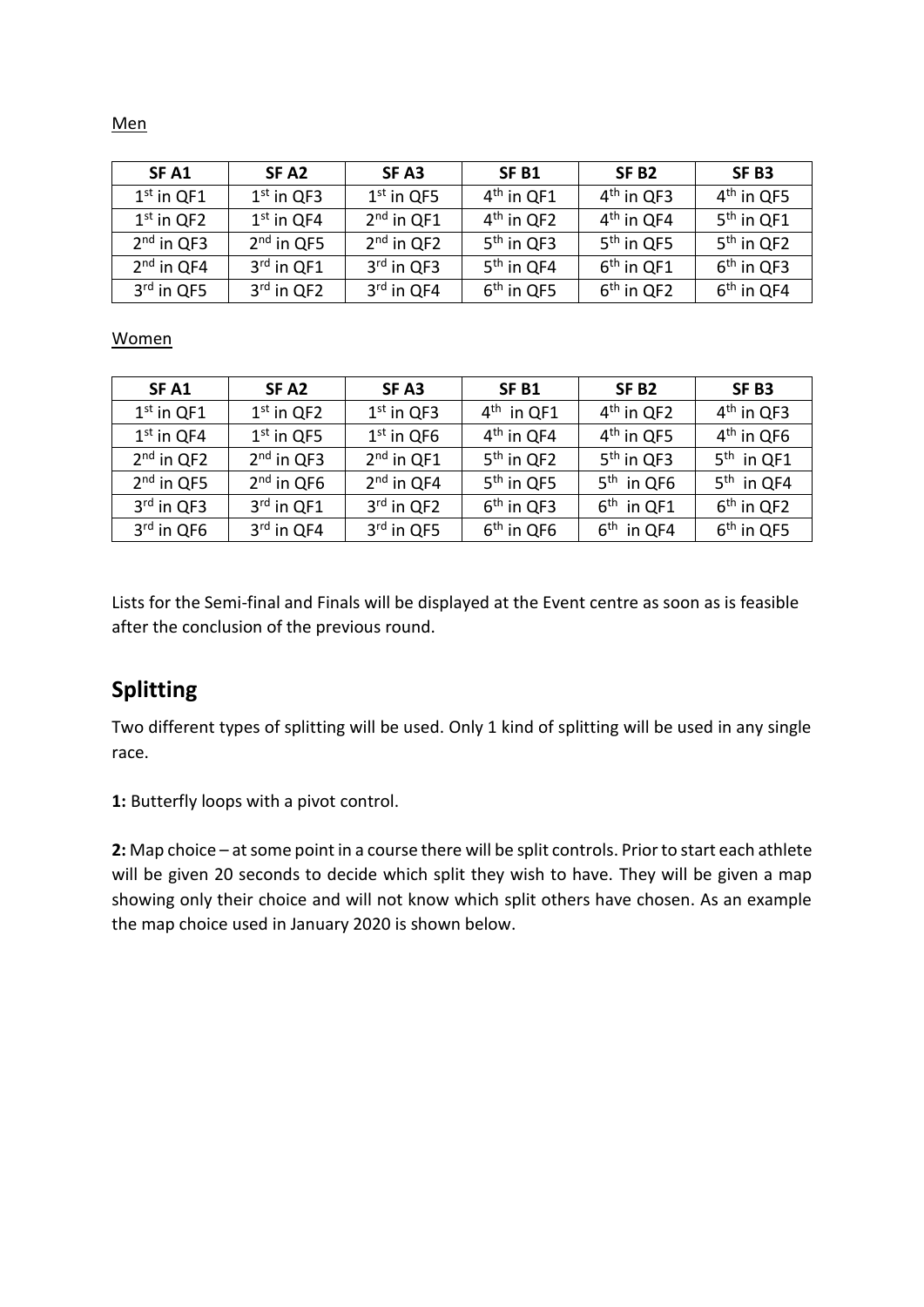Men

| SF A1 | SF A2 | SF A3 | SF B1 | SF B2 | SF B3 |
|---|---|---|---|---|---|
| 1st in QF1 | 1st in QF3 | 1st in QF5 | 4th in QF1 | 4th in QF3 | 4th in QF5 |
| 1st in QF2 | 1st in QF4 | 2nd in QF1 | 4th in QF2 | 4th in QF4 | 5th in QF1 |
| 2nd in QF3 | 2nd in QF5 | 2nd in QF2 | 5th in QF3 | 5th in QF5 | 5th in QF2 |
| 2nd in QF4 | 3rd in QF1 | 3rd in QF3 | 5th in QF4 | 6th in QF1 | 6th in QF3 |
| 3rd in QF5 | 3rd in QF2 | 3rd in QF4 | 6th in QF5 | 6th in QF2 | 6th in QF4 |

Women

| SF A1 | SF A2 | SF A3 | SF B1 | SF B2 | SF B3 |
|---|---|---|---|---|---|
| 1st in QF1 | 1st in QF2 | 1st in QF3 | 4th in QF1 | 4th in QF2 | 4th in QF3 |
| 1st in QF4 | 1st in QF5 | 1st in QF6 | 4th in QF4 | 4th in QF5 | 4th in QF6 |
| 2nd in QF2 | 2nd in QF3 | 2nd in QF1 | 5th in QF2 | 5th in QF3 | 5th in QF1 |
| 2nd in QF5 | 2nd in QF6 | 2nd in QF4 | 5th in QF5 | 5th in QF6 | 5th in QF4 |
| 3rd in QF3 | 3rd in QF1 | 3rd in QF2 | 6th in QF3 | 6th in QF1 | 6th in QF2 |
| 3rd in QF6 | 3rd in QF4 | 3rd in QF5 | 6th in QF6 | 6th in QF4 | 6th in QF5 |

Lists for the Semi-final and Finals will be displayed at the Event centre as soon as is feasible after the conclusion of the previous round.

## Splitting

Two different types of splitting will be used. Only 1 kind of splitting will be used in any single race.

**1:** Butterfly loops with a pivot control.

**2:** Map choice – at some point in a course there will be split controls. Prior to start each athlete will be given 20 seconds to decide which split they wish to have. They will be given a map showing only their choice and will not know which split others have chosen. As an example the map choice used in January 2020 is shown below.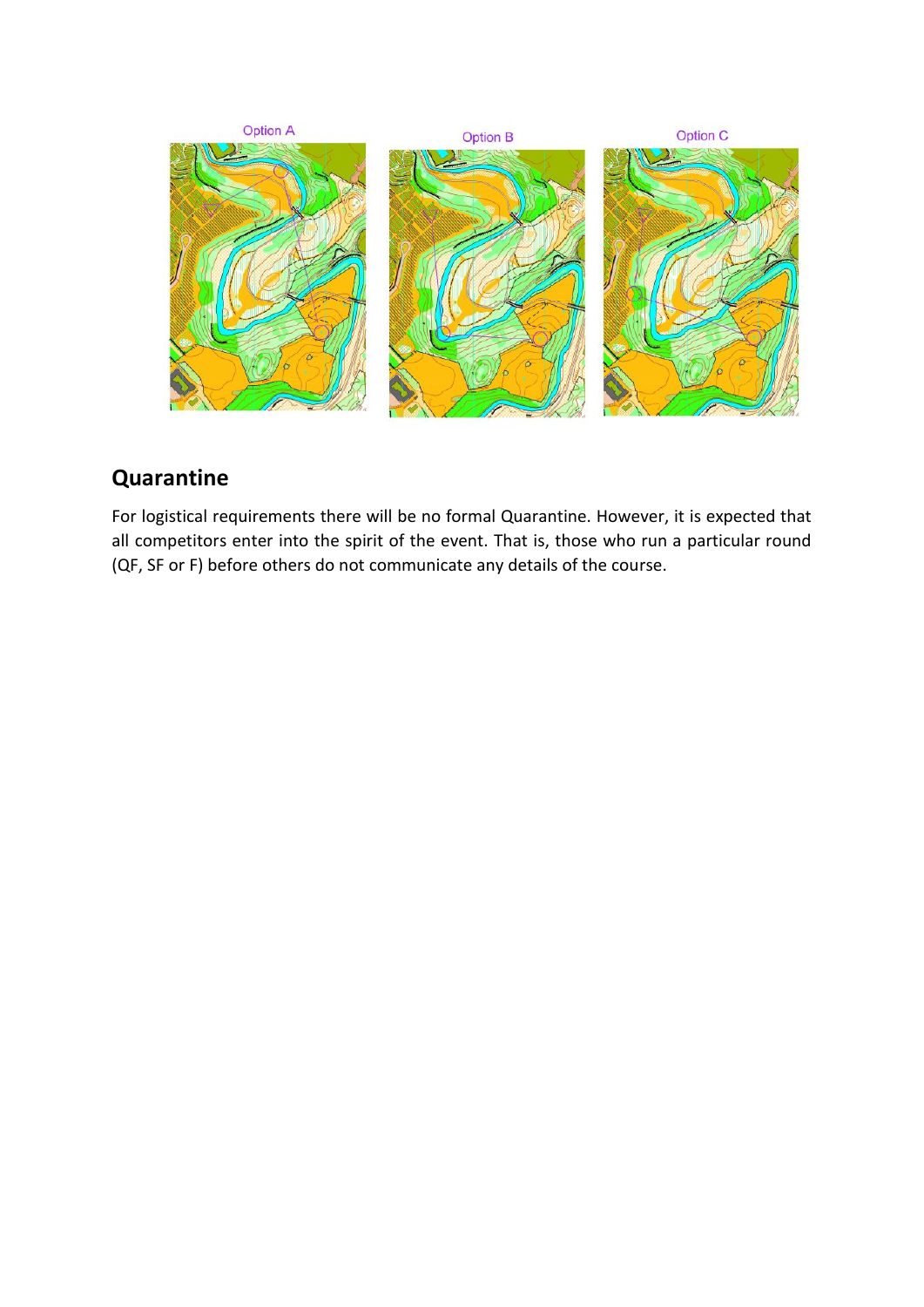Option A

Option B

Option C

## Quarantine

For logistical requirements there will be no formal Quarantine. However, it is expected that all competitors enter into the spirit of the event. That is, those who run a particular round (QF, SF or F) before others do not communicate any details of the course.